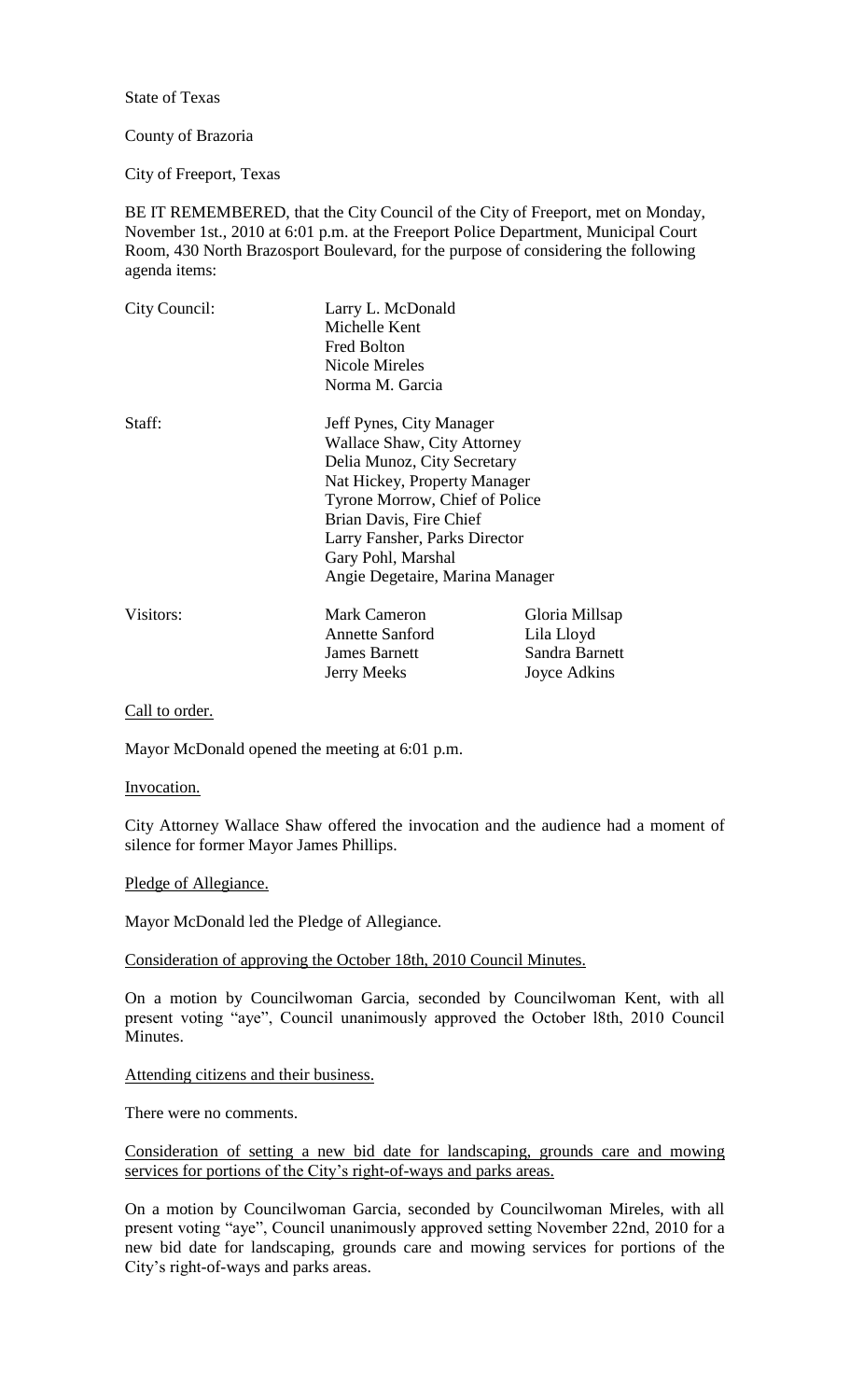State of Texas

County of Brazoria

City of Freeport, Texas

BE IT REMEMBERED, that the City Council of the City of Freeport, met on Monday, November 1st., 2010 at 6:01 p.m. at the Freeport Police Department, Municipal Court Room, 430 North Brazosport Boulevard, for the purpose of considering the following agenda items:

| | | |
|---|---|---|
| City Council: | Larry L. McDonald | |
| | Michelle Kent | |
| | Fred Bolton | |
| | Nicole Mireles | |
| | Norma M. Garcia | |
| Staff: | Jeff Pynes, City Manager | |
| | Wallace Shaw, City Attorney | |
| | Delia Munoz, City Secretary | |
| | Nat Hickey, Property Manager | |
| | Tyrone Morrow, Chief of Police | |
| | Brian Davis, Fire Chief | |
| | Larry Fansher, Parks Director | |
| | Gary Pohl, Marshal | |
| | Angie Degetaire, Marina Manager | |
| Visitors: | Mark Cameron | Gloria Millsap |
| | Annette Sanford | Lila Lloyd |
| | James Barnett | Sandra Barnett |
| | Jerry Meeks | Joyce Adkins |

Call to order.

Mayor McDonald opened the meeting at 6:01 p.m.

Invocation.

City Attorney Wallace Shaw offered the invocation and the audience had a moment of silence for former Mayor James Phillips.

Pledge of Allegiance.

Mayor McDonald led the Pledge of Allegiance.

Consideration of approving the October 18th, 2010 Council Minutes.

On a motion by Councilwoman Garcia, seconded by Councilwoman Kent, with all present voting "aye", Council unanimously approved the October l8th, 2010 Council Minutes.

Attending citizens and their business.

There were no comments.

Consideration of setting a new bid date for landscaping, grounds care and mowing services for portions of the City's right-of-ways and parks areas.

On a motion by Councilwoman Garcia, seconded by Councilwoman Mireles, with all present voting "aye", Council unanimously approved setting November 22nd, 2010 for a new bid date for landscaping, grounds care and mowing services for portions of the City's right-of-ways and parks areas.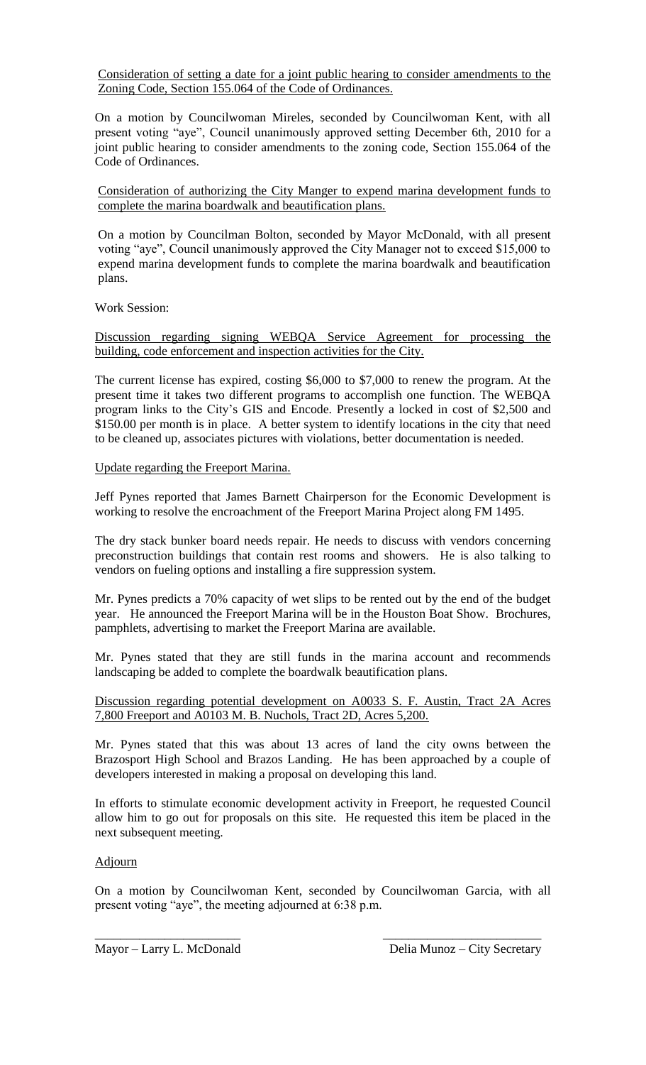Consideration of setting a date for a joint public hearing to consider amendments to the Zoning Code, Section 155.064 of the Code of Ordinances.

On a motion by Councilwoman Mireles, seconded by Councilwoman Kent, with all present voting "aye", Council unanimously approved setting December 6th, 2010 for a joint public hearing to consider amendments to the zoning code, Section 155.064 of the Code of Ordinances.

Consideration of authorizing the City Manger to expend marina development funds to complete the marina boardwalk and beautification plans.

On a motion by Councilman Bolton, seconded by Mayor McDonald, with all present voting "aye", Council unanimously approved the City Manager not to exceed $15,000 to expend marina development funds to complete the marina boardwalk and beautification plans.

Work Session:

Discussion regarding signing WEBQA Service Agreement for processing the building, code enforcement and inspection activities for the City.

The current license has expired, costing $6,000 to $7,000 to renew the program. At the present time it takes two different programs to accomplish one function. The WEBQA program links to the City's GIS and Encode. Presently a locked in cost of $2,500 and $150.00 per month is in place. A better system to identify locations in the city that need to be cleaned up, associates pictures with violations, better documentation is needed.

Update regarding the Freeport Marina.

Jeff Pynes reported that James Barnett Chairperson for the Economic Development is working to resolve the encroachment of the Freeport Marina Project along FM 1495.

The dry stack bunker board needs repair. He needs to discuss with vendors concerning preconstruction buildings that contain rest rooms and showers. He is also talking to vendors on fueling options and installing a fire suppression system.

Mr. Pynes predicts a 70% capacity of wet slips to be rented out by the end of the budget year. He announced the Freeport Marina will be in the Houston Boat Show. Brochures, pamphlets, advertising to market the Freeport Marina are available.

Mr. Pynes stated that they are still funds in the marina account and recommends landscaping be added to complete the boardwalk beautification plans.

Discussion regarding potential development on A0033 S. F. Austin, Tract 2A Acres 7,800 Freeport and A0103 M. B. Nuchols, Tract 2D, Acres 5,200.

Mr. Pynes stated that this was about 13 acres of land the city owns between the Brazosport High School and Brazos Landing. He has been approached by a couple of developers interested in making a proposal on developing this land.

In efforts to stimulate economic development activity in Freeport, he requested Council allow him to go out for proposals on this site. He requested this item be placed in the next subsequent meeting.

Adjourn

On a motion by Councilwoman Kent, seconded by Councilwoman Garcia, with all present voting "aye", the meeting adjourned at 6:38 p.m.

\_\_\_\_\_\_\_\_\_\_\_\_\_\_\_\_\_\_\_\_\_\_\_\_ \_\_\_\_\_\_\_\_\_\_\_\_\_\_\_\_\_\_\_\_\_\_\_\_\_

Mayor – Larry L. McDonald Delia Munoz – City Secretary